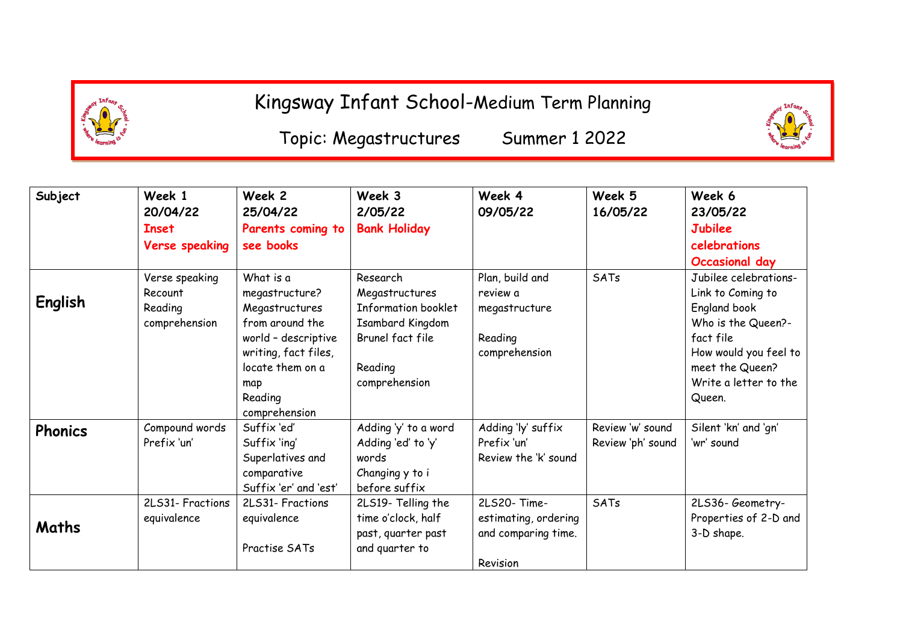# Kingsway Infant School-Medium Term Planning

## Topic: Megastructures Summer 1 2022

| Subject | Week 1<br>20/04/22<br>**Inset**<br>**Verse speaking** | Week 2<br>25/04/22<br>**Parents coming to see books** | Week 3<br>2/05/22<br>**Bank Holiday** | Week 4<br>09/05/22 | Week 5<br>16/05/22 | Week 6<br>23/05/22<br>**Jubilee celebrations**<br>**Occasional day** |
|---|---|---|---|---|---|---|
| **English** | Verse speaking<br>Recount<br>Reading comprehension | What is a megastructure?<br>Megastructures from around the world – descriptive writing, fact files, locate them on a map<br>Reading comprehension | Research Megastructures Information booklet<br>Isambard Kingdom Brunel fact file<br><br>Reading comprehension | Plan, build and review a megastructure<br><br>Reading comprehension | SATs | Jubilee celebrations- Link to Coming to England book<br>Who is the Queen?- fact file<br>How would you feel to meet the Queen?<br>Write a letter to the Queen. |
| **Phonics** | Compound words<br>Prefix 'un' | Suffix 'ed'<br>Suffix 'ing'<br>Superlatives and comparative<br>Suffix 'er' and 'est' | Adding 'y' to a word<br>Adding 'ed' to 'y' words<br>Changing y to i before suffix | Adding 'ly' suffix<br>Prefix 'un'<br>Review the 'k' sound | Review 'w' sound<br>Review 'ph' sound | Silent 'kn' and 'gn'<br>'wr' sound |
| **Maths** | 2LS31- Fractions equivalence | 2LS31- Fractions equivalence<br><br>Practise SATs | 2LS19- Telling the time o'clock, half past, quarter past and quarter to | 2LS20- Time- estimating, ordering and comparing time.<br><br>Revision | SATs | 2LS36- Geometry- Properties of 2-D and 3-D shape. |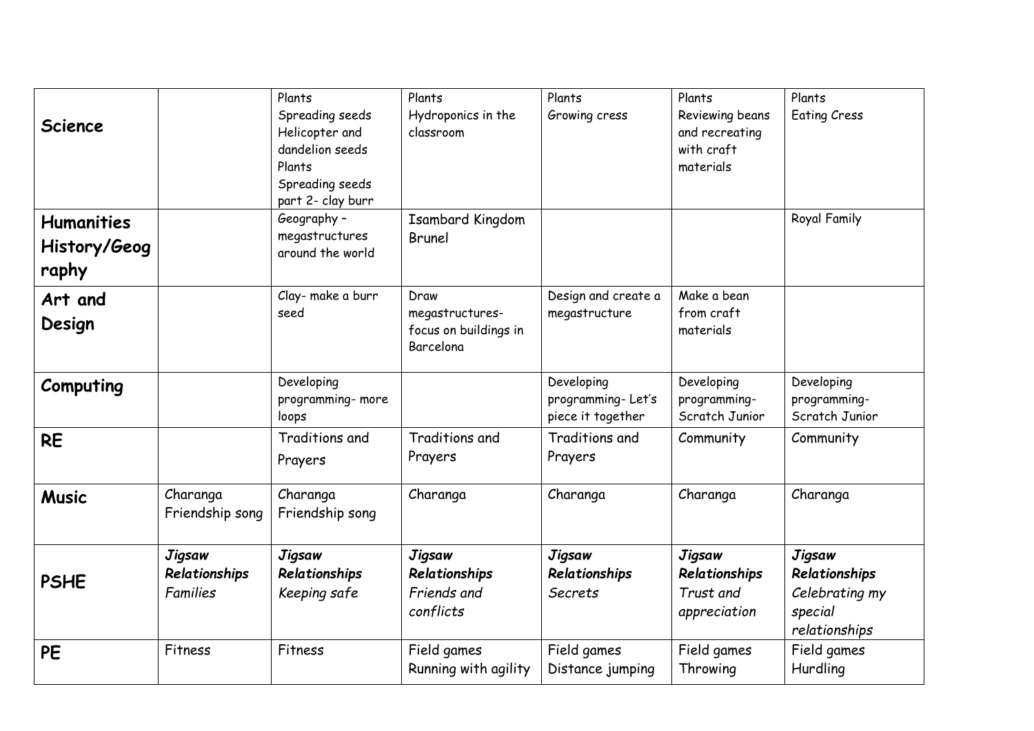| | | | | | | |
|---|---|---|---|---|---|---|
| **Science** | | Plants<br>Spreading seeds<br>Helicopter and dandelion seeds<br>Plants<br>Spreading seeds part 2- clay burr | Plants<br>Hydroponics in the classroom | Plants<br>Growing cress | Plants<br>Reviewing beans and recreating with craft materials | Plants<br>Eating Cress |
| **Humanities History/Geography** | | Geography – megastructures around the world | Isambard Kingdom Brunel | | | Royal Family |
| **Art and Design** | | Clay- make a burr seed | Draw megastructures- focus on buildings in Barcelona | Design and create a megastructure | Make a bean from craft materials | |
| **Computing** | | Developing programming- more loops | | Developing programming- Let's piece it together | Developing programming- Scratch Junior | Developing programming- Scratch Junior |
| **RE** | | Traditions and Prayers | Traditions and Prayers | Traditions and Prayers | Community | Community |
| **Music** | Charanga Friendship song | Charanga Friendship song | Charanga | Charanga | Charanga | Charanga |
| **PSHE** | ***Jigsaw Relationships*** *Families* | ***Jigsaw Relationships*** *Keeping safe* | ***Jigsaw Relationships*** *Friends and conflicts* | ***Jigsaw Relationships*** *Secrets* | ***Jigsaw Relationships*** *Trust and appreciation* | ***Jigsaw Relationships*** *Celebrating my special relationships* |
| **PE** | Fitness | Fitness | Field games<br>Running with agility | Field games<br>Distance jumping | Field games<br>Throwing | Field games<br>Hurdling |